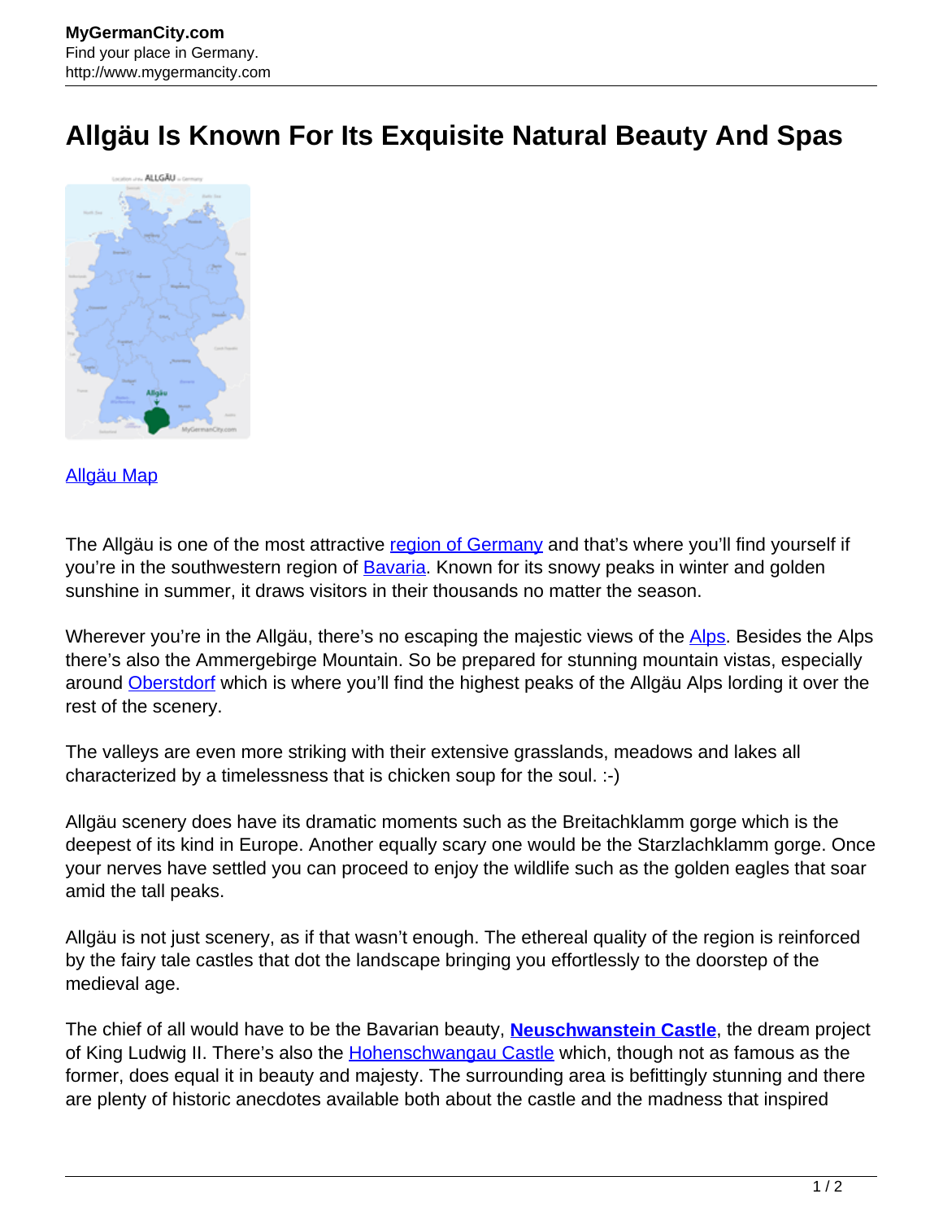# Allgäu Is Known For Its Exquisite Natural Beauty And Spas

Allgäu Map

The Allgäu is one of the most attractive region of Germany and that's where you'll find yourself if you're in the southwestern region of Bavaria. Known for its snowy peaks in winter and golden sunshine in summer, it draws visitors in their thousands no matter the season.

Wherever you're in the Allgäu, there's no escaping the majestic views of the Alps. Besides the Alps there's also the Ammergebirge Mountain. So be prepared for stunning mountain vistas, especially around Oberstdorf which is where you'll find the highest peaks of the Allgäu Alps lording it over the rest of the scenery.

The valleys are even more striking with their extensive grasslands, meadows and lakes all characterized by a timelessness that is chicken soup for the soul. :-)

Allgäu scenery does have its dramatic moments such as the Breitachklamm gorge which is the deepest of its kind in Europe. Another equally scary one would be the Starzlachklamm gorge. Once your nerves have settled you can proceed to enjoy the wildlife such as the golden eagles that soar amid the tall peaks.

Allgäu is not just scenery, as if that wasn't enough. The ethereal quality of the region is reinforced by the fairy tale castles that dot the landscape bringing you effortlessly to the doorstep of the medieval age.

The chief of all would have to be the Bavarian beauty, **Neuschwanstein Castle**, the dream project of King Ludwig II. There's also the Hohenschwangau Castle which, though not as famous as the former, does equal it in beauty and majesty. The surrounding area is befittingly stunning and there are plenty of historic anecdotes available both about the castle and the madness that inspired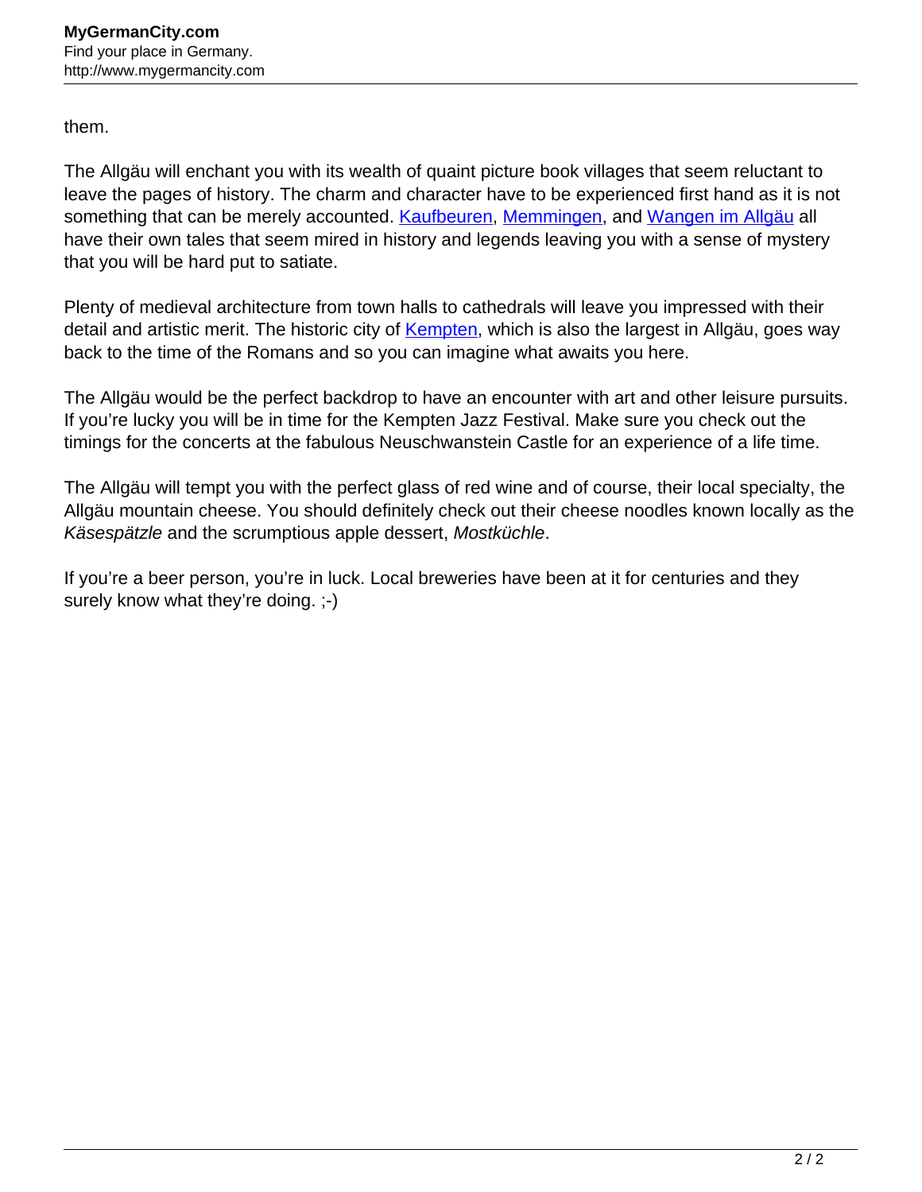them.

The Allgäu will enchant you with its wealth of quaint picture book villages that seem reluctant to leave the pages of history. The charm and character have to be experienced first hand as it is not something that can be merely accounted. Kaufbeuren, Memmingen, and Wangen im Allgäu all have their own tales that seem mired in history and legends leaving you with a sense of mystery that you will be hard put to satiate.

Plenty of medieval architecture from town halls to cathedrals will leave you impressed with their detail and artistic merit. The historic city of Kempten, which is also the largest in Allgäu, goes way back to the time of the Romans and so you can imagine what awaits you here.

The Allgäu would be the perfect backdrop to have an encounter with art and other leisure pursuits. If you're lucky you will be in time for the Kempten Jazz Festival. Make sure you check out the timings for the concerts at the fabulous Neuschwanstein Castle for an experience of a life time.

The Allgäu will tempt you with the perfect glass of red wine and of course, their local specialty, the Allgäu mountain cheese. You should definitely check out their cheese noodles known locally as the *Käsespätzle* and the scrumptious apple dessert, *Mostküchle*.

If you're a beer person, you're in luck. Local breweries have been at it for centuries and they surely know what they're doing. ;-)